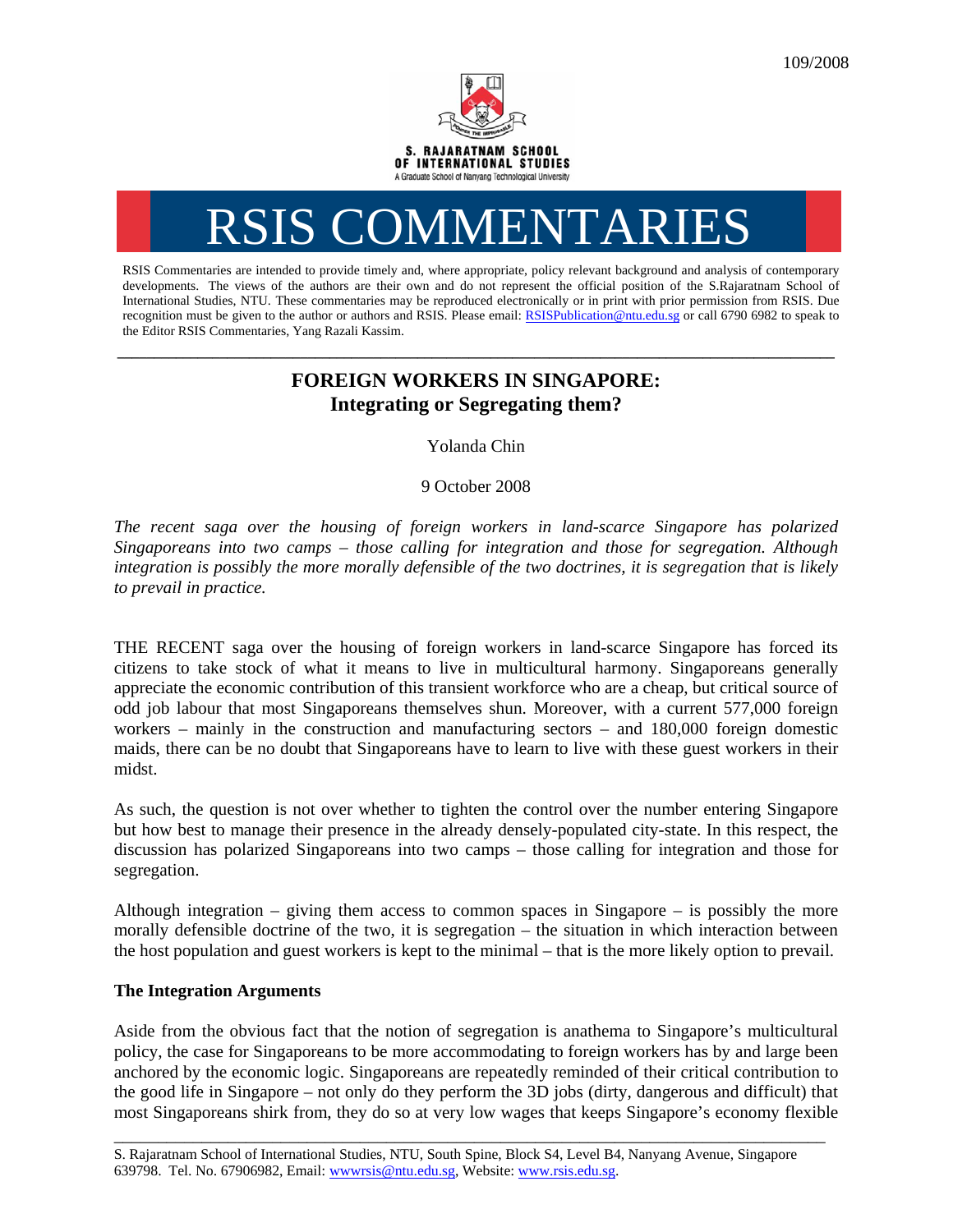109/2008

S. RAJARATNAM SCHOOL OF INTERNATIONAL STUDIES
A Graduate School of Nanyang Technological University

# RSIS COMMENTARIES

RSIS Commentaries are intended to provide timely and, where appropriate, policy relevant background and analysis of contemporary developments. The views of the authors are their own and do not represent the official position of the S.Rajaratnam School of International Studies, NTU. These commentaries may be reproduced electronically or in print with prior permission from RSIS. Due recognition must be given to the author or authors and RSIS. Please email: RSISPublication@ntu.edu.sg or call 6790 6982 to speak to the Editor RSIS Commentaries, Yang Razali Kassim.

---

## FOREIGN WORKERS IN SINGAPORE: Integrating or Segregating them?

Yolanda Chin

9 October 2008

*The recent saga over the housing of foreign workers in land-scarce Singapore has polarized Singaporeans into two camps – those calling for integration and those for segregation. Although integration is possibly the more morally defensible of the two doctrines, it is segregation that is likely to prevail in practice.*

THE RECENT saga over the housing of foreign workers in land-scarce Singapore has forced its citizens to take stock of what it means to live in multicultural harmony. Singaporeans generally appreciate the economic contribution of this transient workforce who are a cheap, but critical source of odd job labour that most Singaporeans themselves shun. Moreover, with a current 577,000 foreign workers – mainly in the construction and manufacturing sectors – and 180,000 foreign domestic maids, there can be no doubt that Singaporeans have to learn to live with these guest workers in their midst.

As such, the question is not over whether to tighten the control over the number entering Singapore but how best to manage their presence in the already densely-populated city-state. In this respect, the discussion has polarized Singaporeans into two camps – those calling for integration and those for segregation.

Although integration – giving them access to common spaces in Singapore – is possibly the more morally defensible doctrine of the two, it is segregation – the situation in which interaction between the host population and guest workers is kept to the minimal – that is the more likely option to prevail.

### The Integration Arguments

Aside from the obvious fact that the notion of segregation is anathema to Singapore's multicultural policy, the case for Singaporeans to be more accommodating to foreign workers has by and large been anchored by the economic logic. Singaporeans are repeatedly reminded of their critical contribution to the good life in Singapore – not only do they perform the 3D jobs (dirty, dangerous and difficult) that most Singaporeans shirk from, they do so at very low wages that keeps Singapore's economy flexible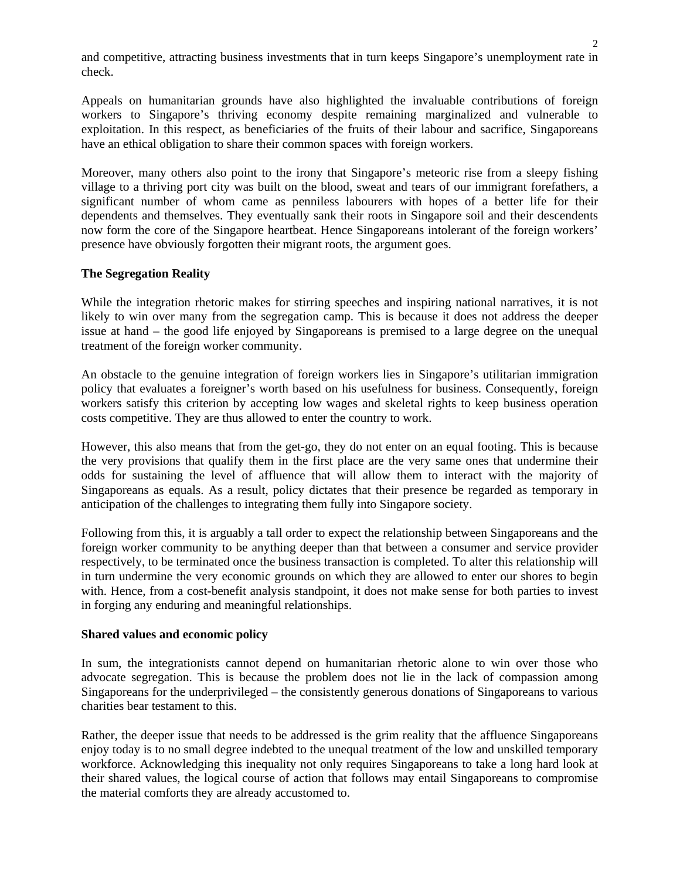and competitive, attracting business investments that in turn keeps Singapore's unemployment rate in check.

Appeals on humanitarian grounds have also highlighted the invaluable contributions of foreign workers to Singapore's thriving economy despite remaining marginalized and vulnerable to exploitation. In this respect, as beneficiaries of the fruits of their labour and sacrifice, Singaporeans have an ethical obligation to share their common spaces with foreign workers.

Moreover, many others also point to the irony that Singapore's meteoric rise from a sleepy fishing village to a thriving port city was built on the blood, sweat and tears of our immigrant forefathers, a significant number of whom came as penniless labourers with hopes of a better life for their dependents and themselves. They eventually sank their roots in Singapore soil and their descendents now form the core of the Singapore heartbeat. Hence Singaporeans intolerant of the foreign workers' presence have obviously forgotten their migrant roots, the argument goes.

**The Segregation Reality**

While the integration rhetoric makes for stirring speeches and inspiring national narratives, it is not likely to win over many from the segregation camp. This is because it does not address the deeper issue at hand – the good life enjoyed by Singaporeans is premised to a large degree on the unequal treatment of the foreign worker community.

An obstacle to the genuine integration of foreign workers lies in Singapore's utilitarian immigration policy that evaluates a foreigner's worth based on his usefulness for business. Consequently, foreign workers satisfy this criterion by accepting low wages and skeletal rights to keep business operation costs competitive. They are thus allowed to enter the country to work.

However, this also means that from the get-go, they do not enter on an equal footing. This is because the very provisions that qualify them in the first place are the very same ones that undermine their odds for sustaining the level of affluence that will allow them to interact with the majority of Singaporeans as equals. As a result, policy dictates that their presence be regarded as temporary in anticipation of the challenges to integrating them fully into Singapore society.

Following from this, it is arguably a tall order to expect the relationship between Singaporeans and the foreign worker community to be anything deeper than that between a consumer and service provider respectively, to be terminated once the business transaction is completed. To alter this relationship will in turn undermine the very economic grounds on which they are allowed to enter our shores to begin with. Hence, from a cost-benefit analysis standpoint, it does not make sense for both parties to invest in forging any enduring and meaningful relationships.

**Shared values and economic policy**

In sum, the integrationists cannot depend on humanitarian rhetoric alone to win over those who advocate segregation. This is because the problem does not lie in the lack of compassion among Singaporeans for the underprivileged – the consistently generous donations of Singaporeans to various charities bear testament to this.

Rather, the deeper issue that needs to be addressed is the grim reality that the affluence Singaporeans enjoy today is to no small degree indebted to the unequal treatment of the low and unskilled temporary workforce. Acknowledging this inequality not only requires Singaporeans to take a long hard look at their shared values, the logical course of action that follows may entail Singaporeans to compromise the material comforts they are already accustomed to.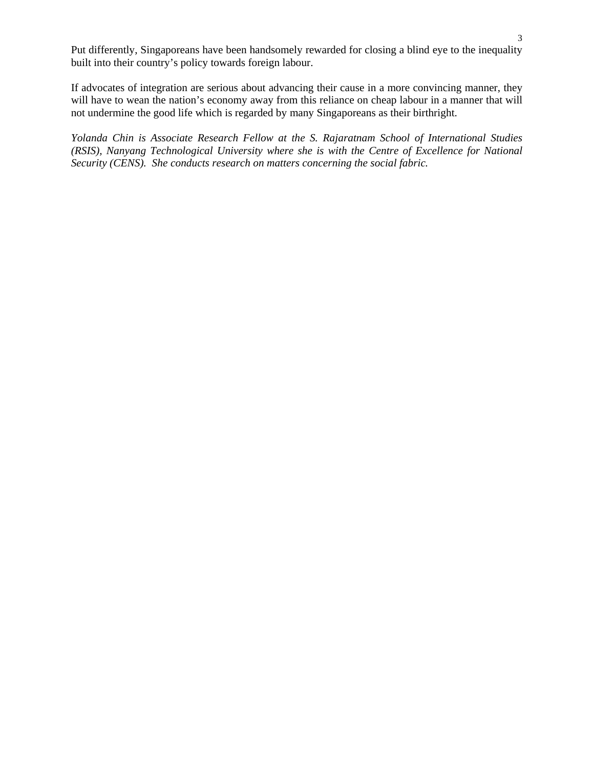Put differently, Singaporeans have been handsomely rewarded for closing a blind eye to the inequality built into their country's policy towards foreign labour.

If advocates of integration are serious about advancing their cause in a more convincing manner, they will have to wean the nation's economy away from this reliance on cheap labour in a manner that will not undermine the good life which is regarded by many Singaporeans as their birthright.

*Yolanda Chin is Associate Research Fellow at the S. Rajaratnam School of International Studies (RSIS), Nanyang Technological University where she is with the Centre of Excellence for National Security (CENS). She conducts research on matters concerning the social fabric.*